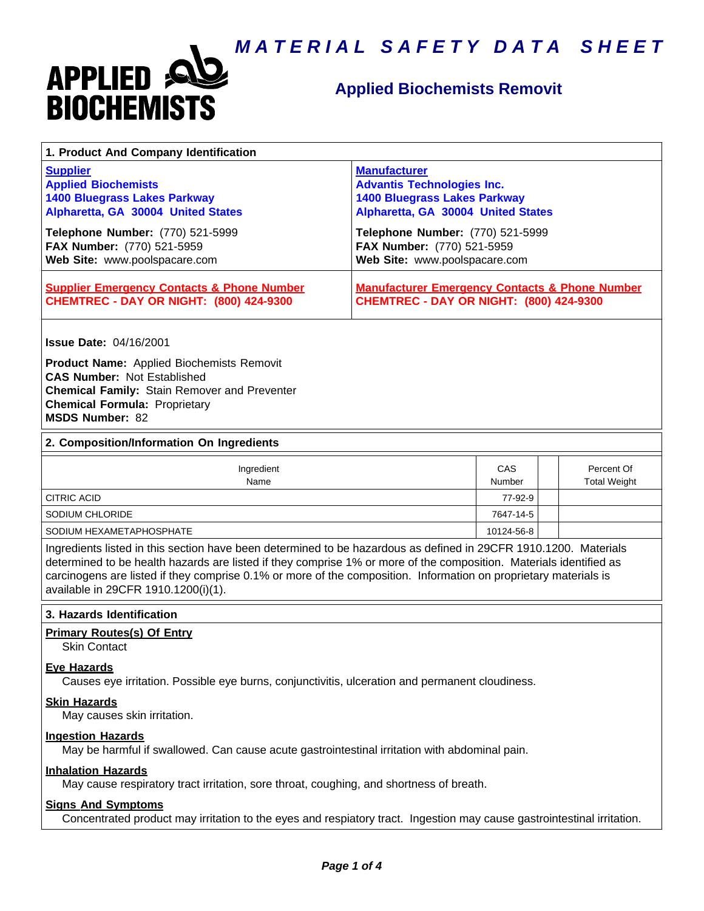# MATERIAL SAFETY DATA SHEET

**APPLIED BIOCHEMISTS**

## Applied Biochemists Removit

### 1. Product And Company Identification

**Supplier**
**Applied Biochemists**
**1400 Bluegrass Lakes Parkway**
**Alpharetta, GA 30004 United States**

**Telephone Number:** (770) 521-5999
**FAX Number:** (770) 521-5959
**Web Site:** www.poolspacare.com

**Manufacturer**
**Advantis Technologies Inc.**
**1400 Bluegrass Lakes Parkway**
**Alpharetta, GA 30004 United States**

**Telephone Number:** (770) 521-5999
**FAX Number:** (770) 521-5959
**Web Site:** www.poolspacare.com

**Supplier Emergency Contacts & Phone Number**
**CHEMTREC - DAY OR NIGHT: (800) 424-9300**

**Manufacturer Emergency Contacts & Phone Number**
**CHEMTREC - DAY OR NIGHT: (800) 424-9300**

**Issue Date:** 04/16/2001

**Product Name:** Applied Biochemists Removit
**CAS Number:** Not Established
**Chemical Family:** Stain Remover and Preventer
**Chemical Formula:** Proprietary
**MSDS Number:** 82

### 2. Composition/Information On Ingredients

| Ingredient Name | CAS Number | | Percent Of Total Weight |
|---|---|---|---|
| CITRIC ACID | 77-92-9 | | |
| SODIUM CHLORIDE | 7647-14-5 | | |
| SODIUM HEXAMETAPHOSPHATE | 10124-56-8 | | |

Ingredients listed in this section have been determined to be hazardous as defined in 29CFR 1910.1200. Materials determined to be health hazards are listed if they comprise 1% or more of the composition. Materials identified as carcinogens are listed if they comprise 0.1% or more of the composition. Information on proprietary materials is available in 29CFR 1910.1200(i)(1).

### 3. Hazards Identification

**Primary Routes(s) Of Entry**
Skin Contact

**Eye Hazards**
Causes eye irritation. Possible eye burns, conjunctivitis, ulceration and permanent cloudiness.

**Skin Hazards**
May causes skin irritation.

**Ingestion Hazards**
May be harmful if swallowed. Can cause acute gastrointestinal irritation with abdominal pain.

**Inhalation Hazards**
May cause respiratory tract irritation, sore throat, coughing, and shortness of breath.

**Signs And Symptoms**
Concentrated product may irritation to the eyes and respiatory tract. Ingestion may cause gastrointestinal irritation.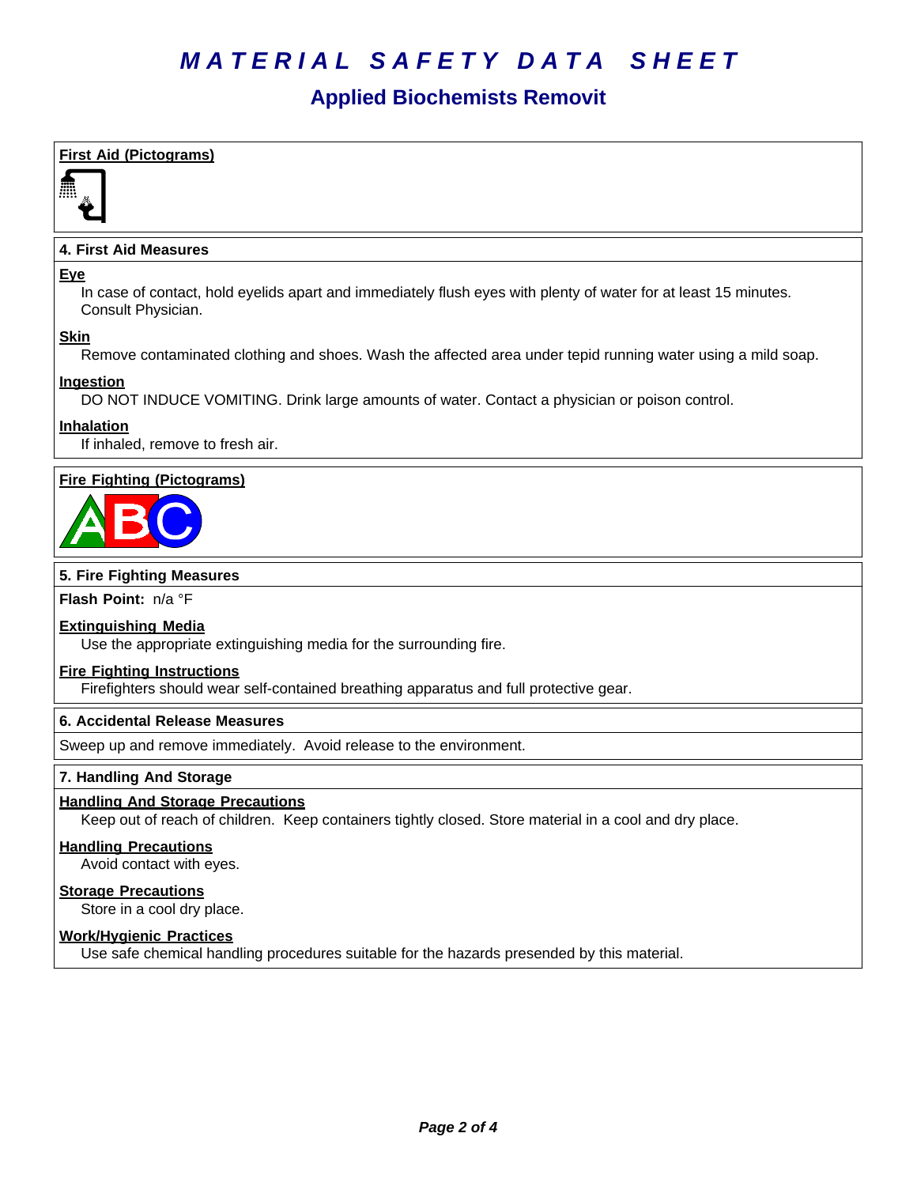# MATERIAL SAFETY DATA SHEET

## Applied Biochemists Removit

**First Aid (Pictograms)**

### 4. First Aid Measures

**Eye**

In case of contact, hold eyelids apart and immediately flush eyes with plenty of water for at least 15 minutes. Consult Physician.

**Skin**

Remove contaminated clothing and shoes. Wash the affected area under tepid running water using a mild soap.

**Ingestion**

DO NOT INDUCE VOMITING. Drink large amounts of water. Contact a physician or poison control.

**Inhalation**

If inhaled, remove to fresh air.

**Fire Fighting (Pictograms)**

### 5. Fire Fighting Measures

**Flash Point:** n/a °F

**Extinguishing Media**

Use the appropriate extinguishing media for the surrounding fire.

**Fire Fighting Instructions**

Firefighters should wear self-contained breathing apparatus and full protective gear.

### 6. Accidental Release Measures

Sweep up and remove immediately. Avoid release to the environment.

### 7. Handling And Storage

**Handling And Storage Precautions**

Keep out of reach of children. Keep containers tightly closed. Store material in a cool and dry place.

**Handling Precautions**

Avoid contact with eyes.

**Storage Precautions**

Store in a cool dry place.

**Work/Hygienic Practices**

Use safe chemical handling procedures suitable for the hazards presended by this material.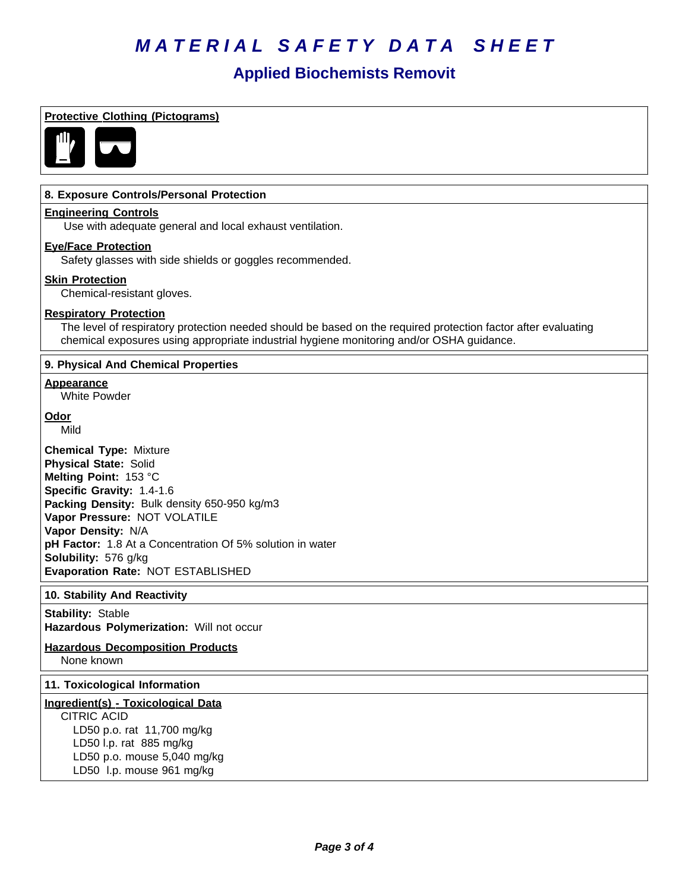# MATERIAL SAFETY DATA SHEET

## Applied Biochemists Removit

**Protective Clothing (Pictograms)**

### 8. Exposure Controls/Personal Protection

**Engineering Controls**

Use with adequate general and local exhaust ventilation.

**Eye/Face Protection**

Safety glasses with side shields or goggles recommended.

**Skin Protection**

Chemical-resistant gloves.

**Respiratory Protection**

The level of respiratory protection needed should be based on the required protection factor after evaluating chemical exposures using appropriate industrial hygiene monitoring and/or OSHA guidance.

### 9. Physical And Chemical Properties

**Appearance**

White Powder

**Odor**

Mild

**Chemical Type:** Mixture
**Physical State:** Solid
**Melting Point:** 153 °C
**Specific Gravity:** 1.4-1.6
**Packing Density:** Bulk density 650-950 kg/m3
**Vapor Pressure:** NOT VOLATILE
**Vapor Density:** N/A
**pH Factor:** 1.8 At a Concentration Of 5% solution in water
**Solubility:** 576 g/kg
**Evaporation Rate:** NOT ESTABLISHED

### 10. Stability And Reactivity

**Stability:** Stable
**Hazardous Polymerization:** Will not occur

**Hazardous Decomposition Products**

None known

### 11. Toxicological Information

**Ingredient(s) - Toxicological Data**

CITRIC ACID

LD50 p.o. rat 11,700 mg/kg
LD50 I.p. rat 885 mg/kg
LD50 p.o. mouse 5,040 mg/kg
LD50 I.p. mouse 961 mg/kg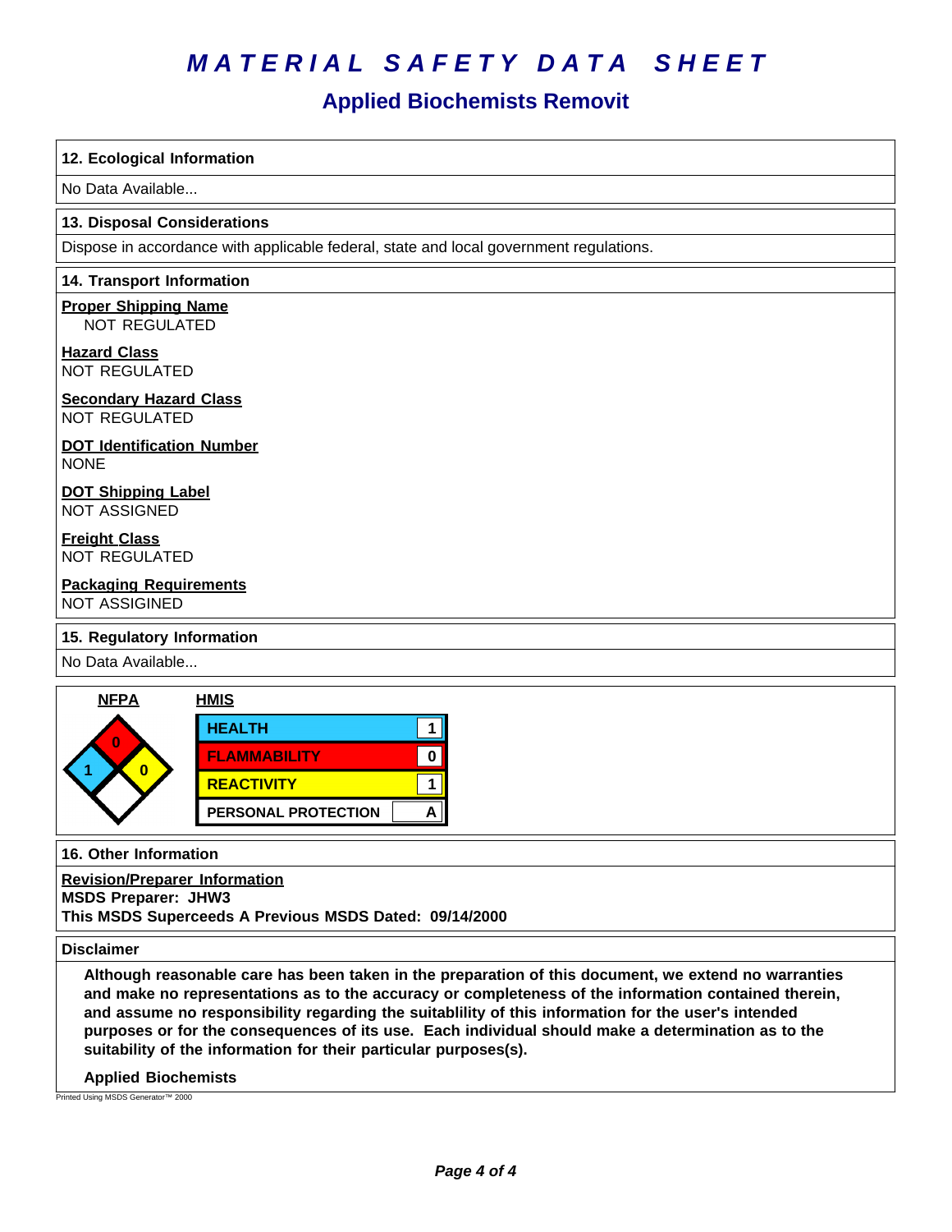# MATERIAL SAFETY DATA SHEET

## Applied Biochemists Removit

### 12. Ecological Information

No Data Available...

### 13. Disposal Considerations

Dispose in accordance with applicable federal, state and local government regulations.

### 14. Transport Information

**Proper Shipping Name**
NOT REGULATED

**Hazard Class**
NOT REGULATED

**Secondary Hazard Class**
NOT REGULATED

**DOT Identification Number**
NONE

**DOT Shipping Label**
NOT ASSIGNED

**Freight Class**
NOT REGULATED

**Packaging Requirements**
NOT ASSIGNED

### 15. Regulatory Information

No Data Available...

**NFPA**

0
1 0

**HMIS**

| | |
|---|---|
| HEALTH | 1 |
| FLAMMABILITY | 0 |
| REACTIVITY | 1 |
| PERSONAL PROTECTION | A |

### 16. Other Information

**Revision/Preparer Information**
**MSDS Preparer: JHW3**
**This MSDS Superceeds A Previous MSDS Dated: 09/14/2000**

### Disclaimer

**Although reasonable care has been taken in the preparation of this document, we extend no warranties and make no representations as to the accuracy or completeness of the information contained therein, and assume no responsibility regarding the suitablility of this information for the user's intended purposes or for the consequences of its use. Each individual should make a determination as to the suitability of the information for their particular purposes(s).**

**Applied Biochemists**

Printed Using MSDS Generator™ 2000